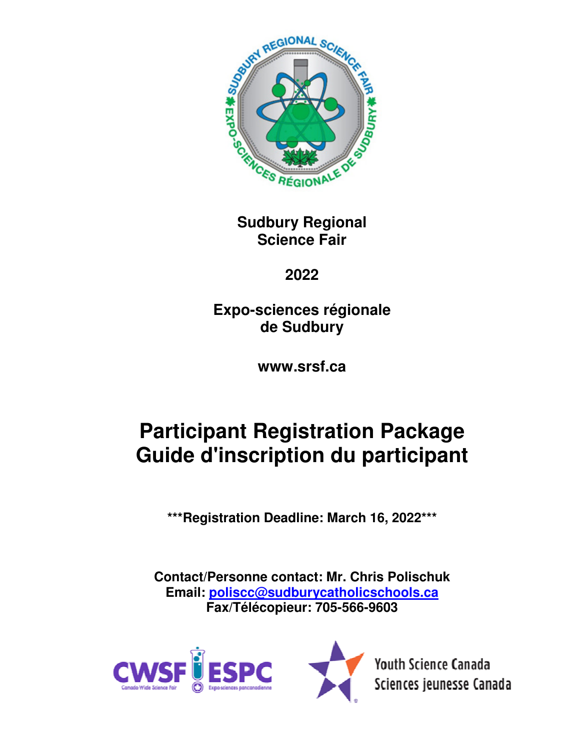# Sudbury Regional Science Fair

## 2022

## Expo-sciences régionale de Sudbury

**www.srsf.ca**

# Participant Registration Package
# Guide d'inscription du participant

**\*\*\*Registration Deadline: March 16, 2022\*\*\***

**Contact/Personne contact: Mr. Chris Polischuk**
**Email: poliscc@sudburycatholicschools.ca**
**Fax/Télécopieur: 705-566-9603**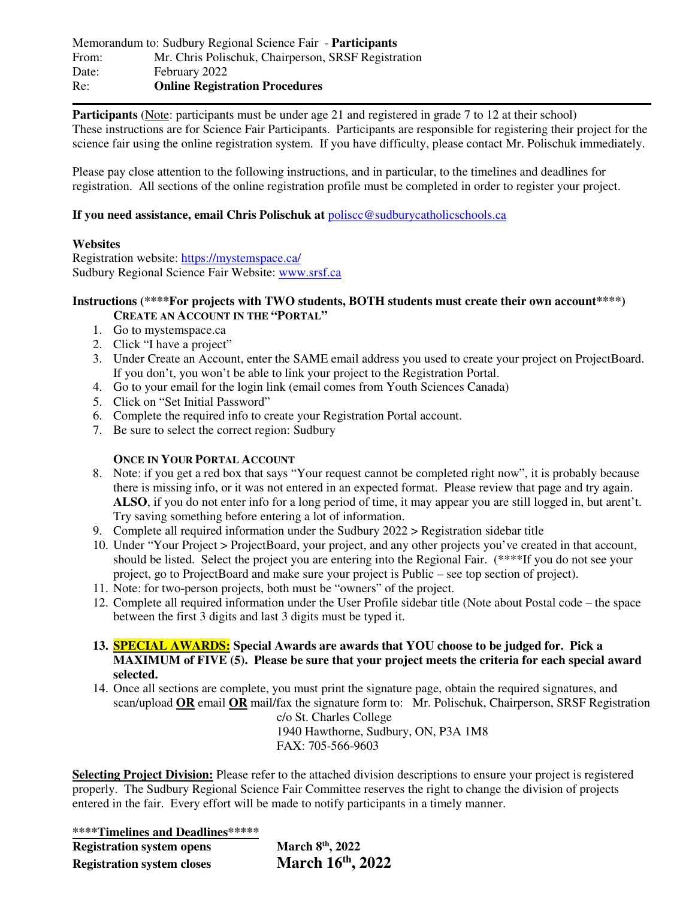Memorandum to: Sudbury Regional Science Fair - **Participants**
From: Mr. Chris Polischuk, Chairperson, SRSF Registration
Date: February 2022
Re: **Online Registration Procedures**

---

**Participants** (Note: participants must be under age 21 and registered in grade 7 to 12 at their school) These instructions are for Science Fair Participants. Participants are responsible for registering their project for the science fair using the online registration system. If you have difficulty, please contact Mr. Polischuk immediately.

Please pay close attention to the following instructions, and in particular, to the timelines and deadlines for registration. All sections of the online registration profile must be completed in order to register your project.

**If you need assistance, email Chris Polischuk at** poliscc@sudburycatholicschools.ca

**Websites**

Registration website: https://mystemspace.ca/
Sudbury Regional Science Fair Website: www.srsf.ca

**Instructions (****For projects with TWO students, BOTH students must create their own account****)**

**CREATE AN ACCOUNT IN THE "PORTAL"**

1. Go to mystemspace.ca
2. Click "I have a project"
3. Under Create an Account, enter the SAME email address you used to create your project on ProjectBoard. If you don't, you won't be able to link your project to the Registration Portal.
4. Go to your email for the login link (email comes from Youth Sciences Canada)
5. Click on "Set Initial Password"
6. Complete the required info to create your Registration Portal account.
7. Be sure to select the correct region: Sudbury

**ONCE IN YOUR PORTAL ACCOUNT**

8. Note: if you get a red box that says "Your request cannot be completed right now", it is probably because there is missing info, or it was not entered in an expected format. Please review that page and try again. **ALSO**, if you do not enter info for a long period of time, it may appear you are still logged in, but arent't. Try saving something before entering a lot of information.
9. Complete all required information under the Sudbury 2022 > Registration sidebar title
10. Under "Your Project > ProjectBoard, your project, and any other projects you've created in that account, should be listed. Select the project you are entering into the Regional Fair. (****If you do not see your project, go to ProjectBoard and make sure your project is Public – see top section of project).
11. Note: for two-person projects, both must be "owners" of the project.
12. Complete all required information under the User Profile sidebar title (Note about Postal code – the space between the first 3 digits and last 3 digits must be typed it.
13. **SPECIAL AWARDS: Special Awards are awards that YOU choose to be judged for. Pick a MAXIMUM of FIVE (5). Please be sure that your project meets the criteria for each special award selected.**
14. Once all sections are complete, you must print the signature page, obtain the required signatures, and scan/upload **OR** email **OR** mail/fax the signature form to: Mr. Polischuk, Chairperson, SRSF Registration
    c/o St. Charles College
    1940 Hawthorne, Sudbury, ON, P3A 1M8
    FAX: 705-566-9603

**Selecting Project Division:** Please refer to the attached division descriptions to ensure your project is registered properly. The Sudbury Regional Science Fair Committee reserves the right to change the division of projects entered in the fair. Every effort will be made to notify participants in a timely manner.

**\*\*\*\*Timelines and Deadlines\*\*\*\*\***

| | |
|---|---|
| **Registration system opens** | **March 8th, 2022** |
| **Registration system closes** | **March 16th, 2022** |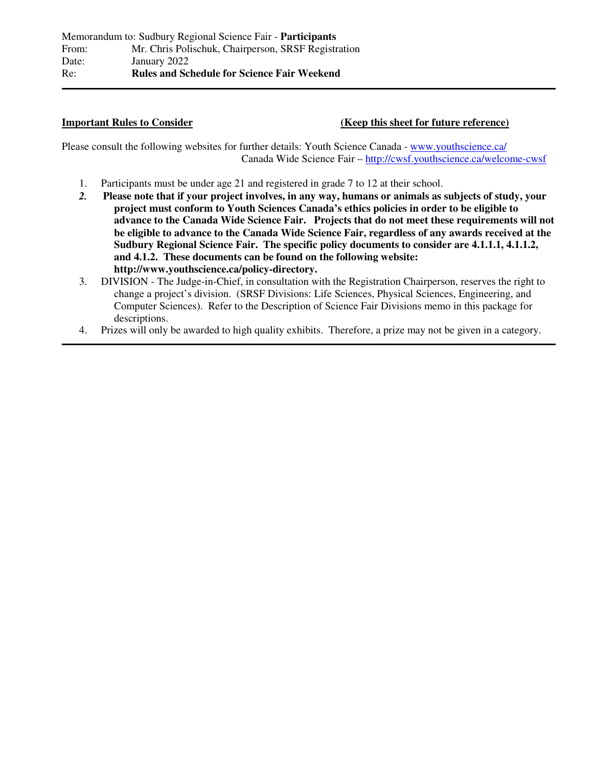Memorandum to: Sudbury Regional Science Fair - **Participants**
From: Mr. Chris Polischuk, Chairperson, SRSF Registration
Date: January 2022
Re: **Rules and Schedule for Science Fair Weekend**

---

**Important Rules to Consider** **(Keep this sheet for future reference)**

Please consult the following websites for further details: Youth Science Canada - [www.youthscience.ca/](www.youthscience.ca/)
Canada Wide Science Fair – [http://cwsf.youthscience.ca/welcome-cwsf](http://cwsf.youthscience.ca/welcome-cwsf)

1. Participants must be under age 21 and registered in grade 7 to 12 at their school.
2. **Please note that if your project involves, in any way, humans or animals as subjects of study, your project must conform to Youth Sciences Canada's ethics policies in order to be eligible to advance to the Canada Wide Science Fair. Projects that do not meet these requirements will not be eligible to advance to the Canada Wide Science Fair, regardless of any awards received at the Sudbury Regional Science Fair. The specific policy documents to consider are 4.1.1.1, 4.1.1.2, and 4.1.2. These documents can be found on the following website: http://www.youthscience.ca/policy-directory.**
3. DIVISION - The Judge-in-Chief, in consultation with the Registration Chairperson, reserves the right to change a project's division. (SRSF Divisions: Life Sciences, Physical Sciences, Engineering, and Computer Sciences). Refer to the Description of Science Fair Divisions memo in this package for descriptions.
4. Prizes will only be awarded to high quality exhibits. Therefore, a prize may not be given in a category.

---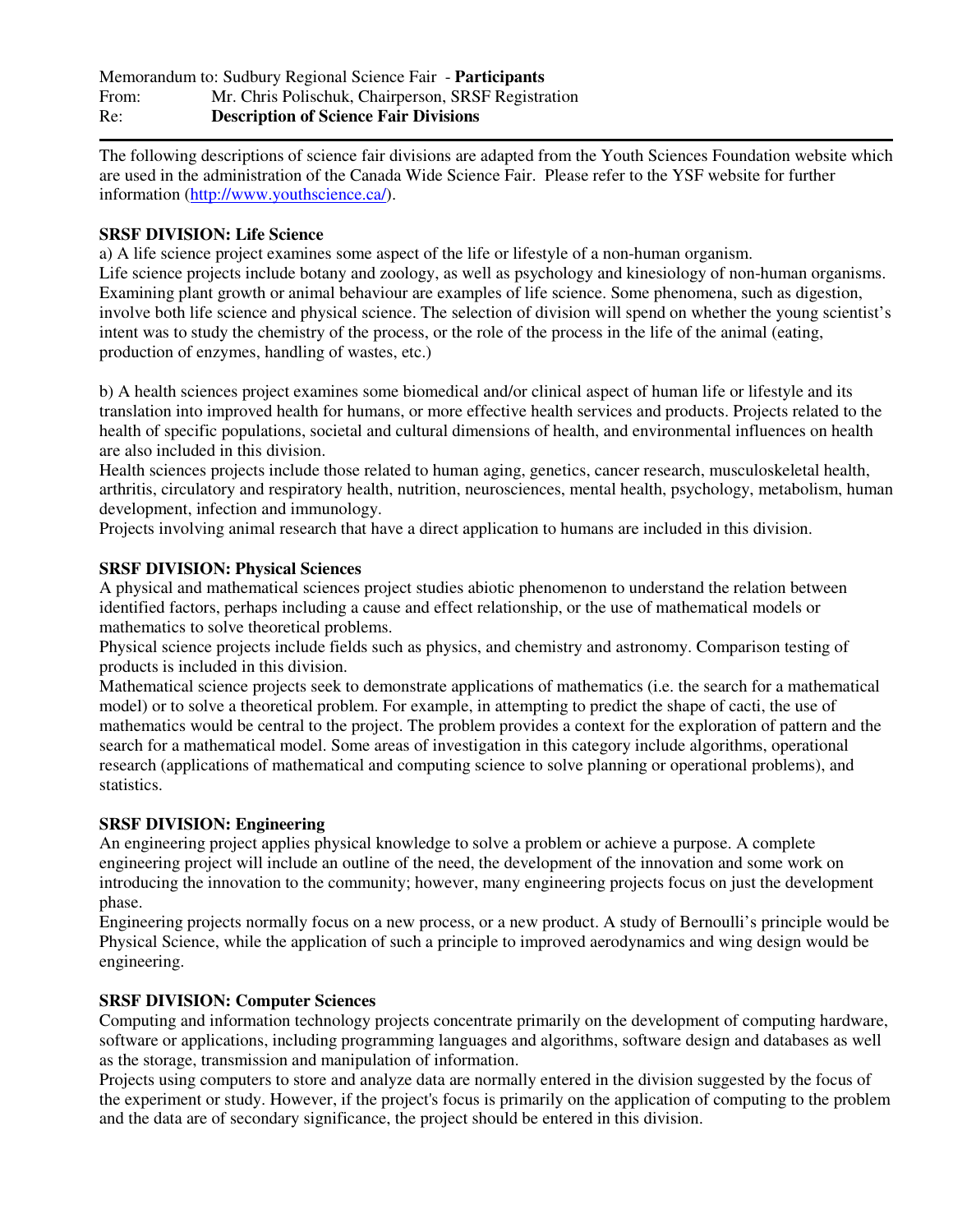Memorandum to: Sudbury Regional Science Fair - **Participants**
From: Mr. Chris Polischuk, Chairperson, SRSF Registration
Re: **Description of Science Fair Divisions**

---

The following descriptions of science fair divisions are adapted from the Youth Sciences Foundation website which are used in the administration of the Canada Wide Science Fair. Please refer to the YSF website for further information (http://www.youthscience.ca/).

**SRSF DIVISION: Life Science**

a) A life science project examines some aspect of the life or lifestyle of a non-human organism.
Life science projects include botany and zoology, as well as psychology and kinesiology of non-human organisms. Examining plant growth or animal behaviour are examples of life science. Some phenomena, such as digestion, involve both life science and physical science. The selection of division will spend on whether the young scientist's intent was to study the chemistry of the process, or the role of the process in the life of the animal (eating, production of enzymes, handling of wastes, etc.)

b) A health sciences project examines some biomedical and/or clinical aspect of human life or lifestyle and its translation into improved health for humans, or more effective health services and products. Projects related to the health of specific populations, societal and cultural dimensions of health, and environmental influences on health are also included in this division.
Health sciences projects include those related to human aging, genetics, cancer research, musculoskeletal health, arthritis, circulatory and respiratory health, nutrition, neurosciences, mental health, psychology, metabolism, human development, infection and immunology.
Projects involving animal research that have a direct application to humans are included in this division.

**SRSF DIVISION: Physical Sciences**

A physical and mathematical sciences project studies abiotic phenomenon to understand the relation between identified factors, perhaps including a cause and effect relationship, or the use of mathematical models or mathematics to solve theoretical problems.
Physical science projects include fields such as physics, and chemistry and astronomy. Comparison testing of products is included in this division.
Mathematical science projects seek to demonstrate applications of mathematics (i.e. the search for a mathematical model) or to solve a theoretical problem. For example, in attempting to predict the shape of cacti, the use of mathematics would be central to the project. The problem provides a context for the exploration of pattern and the search for a mathematical model. Some areas of investigation in this category include algorithms, operational research (applications of mathematical and computing science to solve planning or operational problems), and statistics.

**SRSF DIVISION: Engineering**

An engineering project applies physical knowledge to solve a problem or achieve a purpose. A complete engineering project will include an outline of the need, the development of the innovation and some work on introducing the innovation to the community; however, many engineering projects focus on just the development phase.
Engineering projects normally focus on a new process, or a new product. A study of Bernoulli's principle would be Physical Science, while the application of such a principle to improved aerodynamics and wing design would be engineering.

**SRSF DIVISION: Computer Sciences**

Computing and information technology projects concentrate primarily on the development of computing hardware, software or applications, including programming languages and algorithms, software design and databases as well as the storage, transmission and manipulation of information.
Projects using computers to store and analyze data are normally entered in the division suggested by the focus of the experiment or study. However, if the project's focus is primarily on the application of computing to the problem and the data are of secondary significance, the project should be entered in this division.